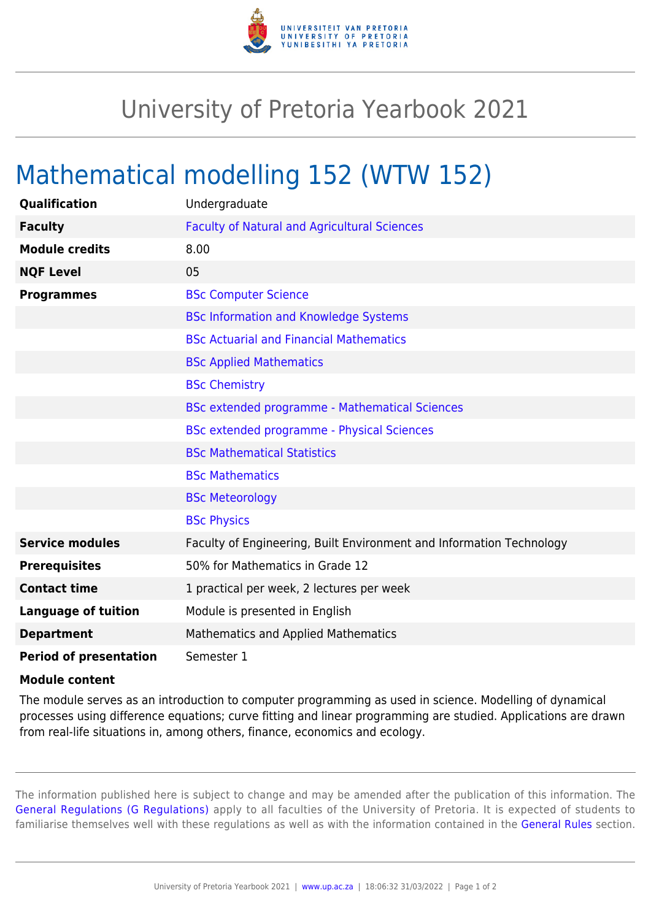# University of Pretoria Yearbook 2021

## Mathematical modelling 152 (WTW 152)

| | |
|---|---|
| **Qualification** | Undergraduate |
| **Faculty** | Faculty of Natural and Agricultural Sciences |
| **Module credits** | 8.00 |
| **NQF Level** | 05 |
| **Programmes** | BSc Computer Science |
| | BSc Information and Knowledge Systems |
| | BSc Actuarial and Financial Mathematics |
| | BSc Applied Mathematics |
| | BSc Chemistry |
| | BSc extended programme - Mathematical Sciences |
| | BSc extended programme - Physical Sciences |
| | BSc Mathematical Statistics |
| | BSc Mathematics |
| | BSc Meteorology |
| | BSc Physics |
| **Service modules** | Faculty of Engineering, Built Environment and Information Technology |
| **Prerequisites** | 50% for Mathematics in Grade 12 |
| **Contact time** | 1 practical per week, 2 lectures per week |
| **Language of tuition** | Module is presented in English |
| **Department** | Mathematics and Applied Mathematics |
| **Period of presentation** | Semester 1 |

**Module content**

The module serves as an introduction to computer programming as used in science. Modelling of dynamical processes using difference equations; curve fitting and linear programming are studied. Applications are drawn from real-life situations in, among others, finance, economics and ecology.

The information published here is subject to change and may be amended after the publication of this information. The General Regulations (G Regulations) apply to all faculties of the University of Pretoria. It is expected of students to familiarise themselves well with these regulations as well as with the information contained in the General Rules section.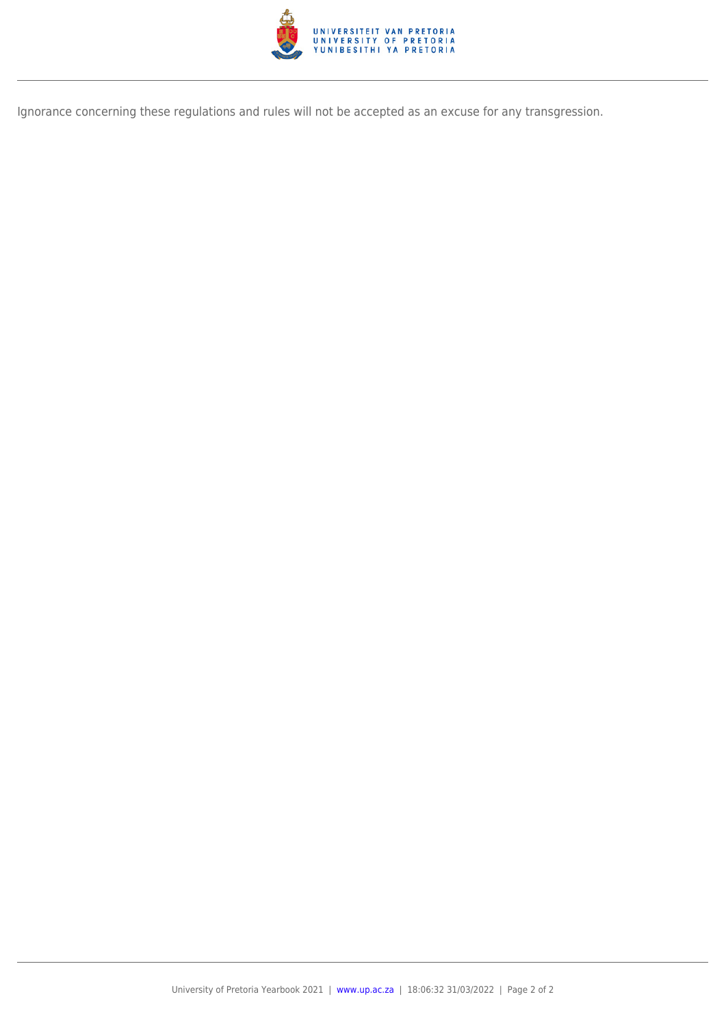Ignorance concerning these regulations and rules will not be accepted as an excuse for any transgression.